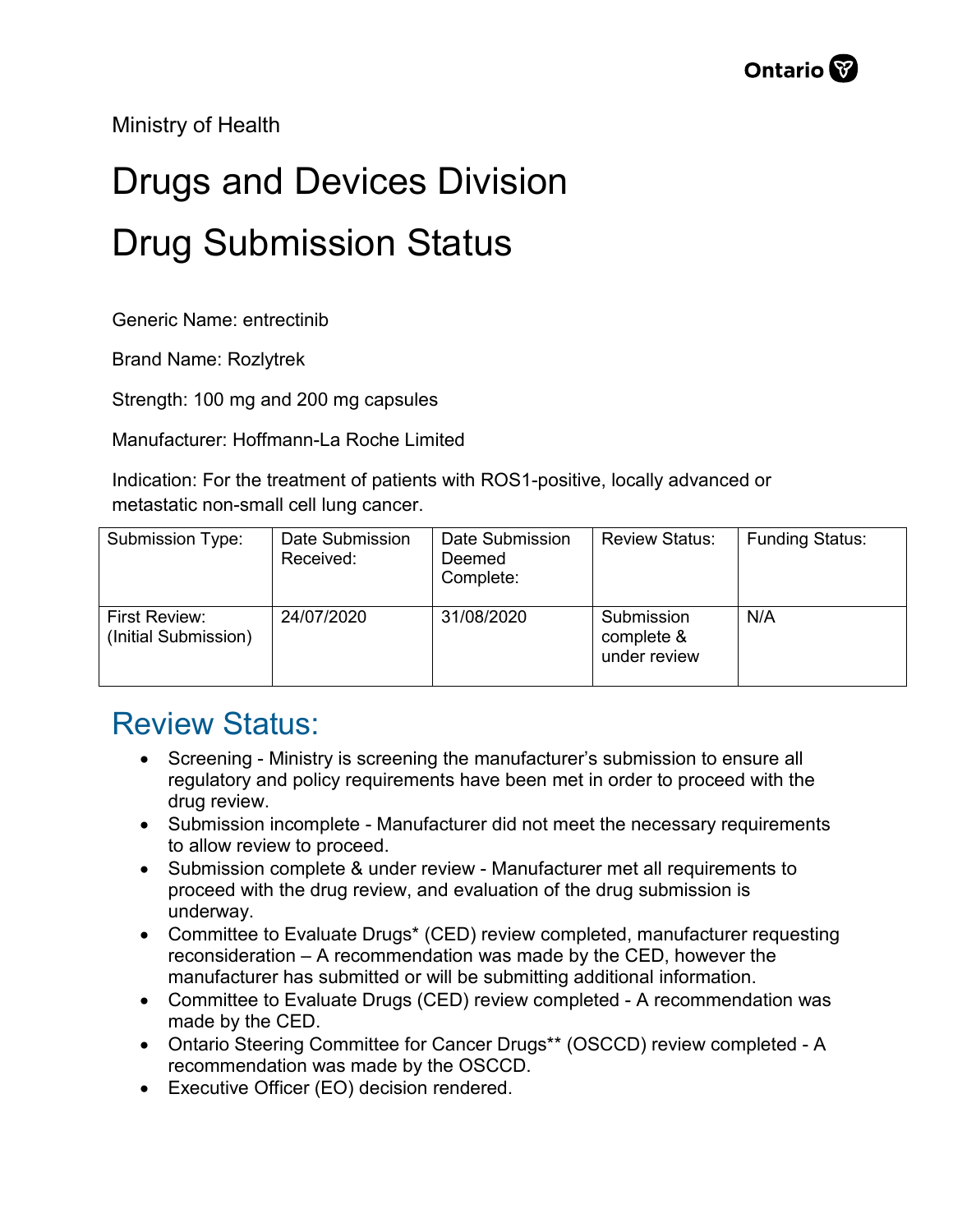Ministry of Health

# Drugs and Devices Division

# Drug Submission Status

Generic Name: entrectinib

Brand Name: Rozlytrek

Strength: 100 mg and 200 mg capsules

Manufacturer: Hoffmann-La Roche Limited

Indication: For the treatment of patients with ROS1-positive, locally advanced or metastatic non-small cell lung cancer.

| Submission Type: | Date Submission Received: | Date Submission Deemed Complete: | Review Status: | Funding Status: |
|---|---|---|---|---|
| First Review: (Initial Submission) | 24/07/2020 | 31/08/2020 | Submission complete & under review | N/A |

## Review Status:

- Screening - Ministry is screening the manufacturer's submission to ensure all regulatory and policy requirements have been met in order to proceed with the drug review.
- Submission incomplete - Manufacturer did not meet the necessary requirements to allow review to proceed.
- Submission complete & under review - Manufacturer met all requirements to proceed with the drug review, and evaluation of the drug submission is underway.
- Committee to Evaluate Drugs* (CED) review completed, manufacturer requesting reconsideration – A recommendation was made by the CED, however the manufacturer has submitted or will be submitting additional information.
- Committee to Evaluate Drugs (CED) review completed - A recommendation was made by the CED.
- Ontario Steering Committee for Cancer Drugs** (OSCCD) review completed - A recommendation was made by the OSCCD.
- Executive Officer (EO) decision rendered.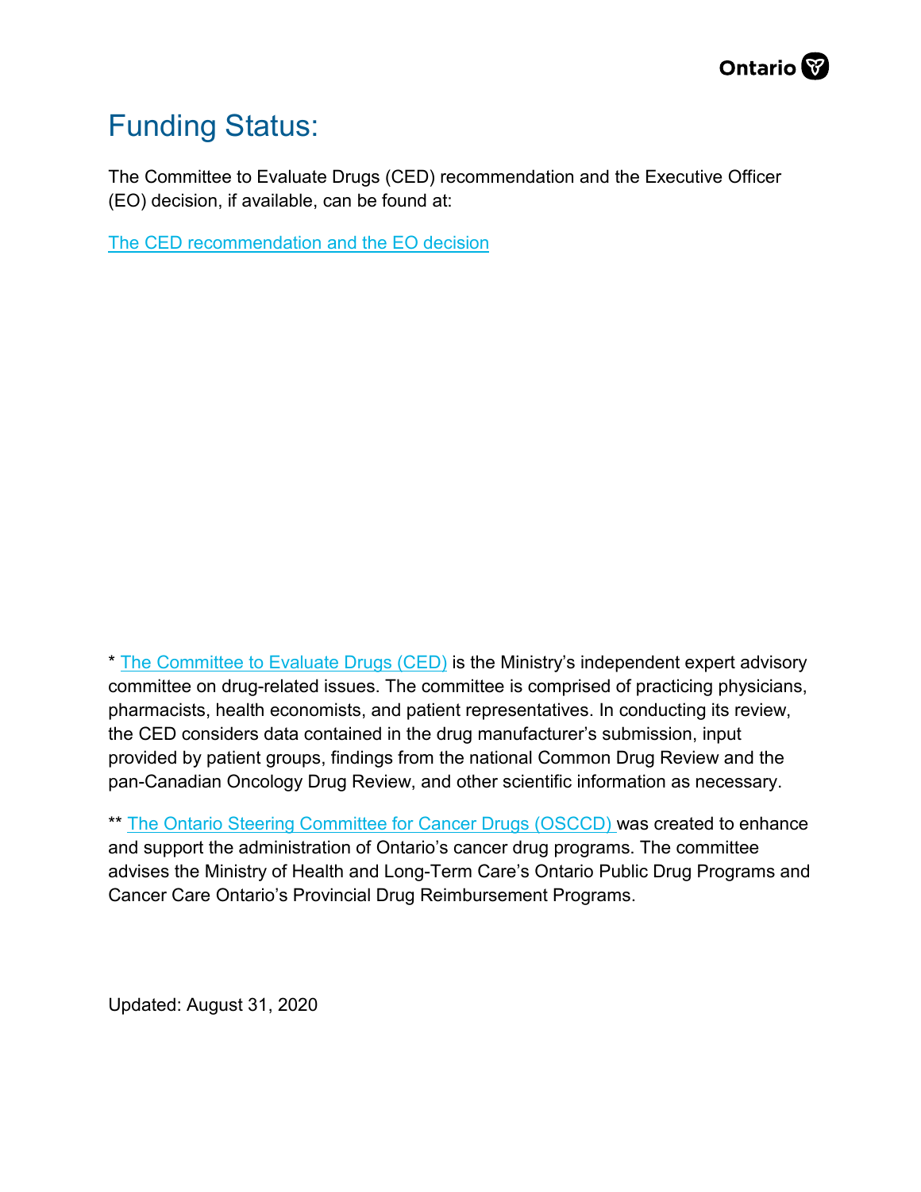# Funding Status:

The Committee to Evaluate Drugs (CED) recommendation and the Executive Officer (EO) decision, if available, can be found at:

The CED recommendation and the EO decision

* The Committee to Evaluate Drugs (CED) is the Ministry's independent expert advisory committee on drug-related issues. The committee is comprised of practicing physicians, pharmacists, health economists, and patient representatives. In conducting its review, the CED considers data contained in the drug manufacturer's submission, input provided by patient groups, findings from the national Common Drug Review and the pan-Canadian Oncology Drug Review, and other scientific information as necessary.

** The Ontario Steering Committee for Cancer Drugs (OSCCD) was created to enhance and support the administration of Ontario's cancer drug programs. The committee advises the Ministry of Health and Long-Term Care's Ontario Public Drug Programs and Cancer Care Ontario's Provincial Drug Reimbursement Programs.

Updated: August 31, 2020